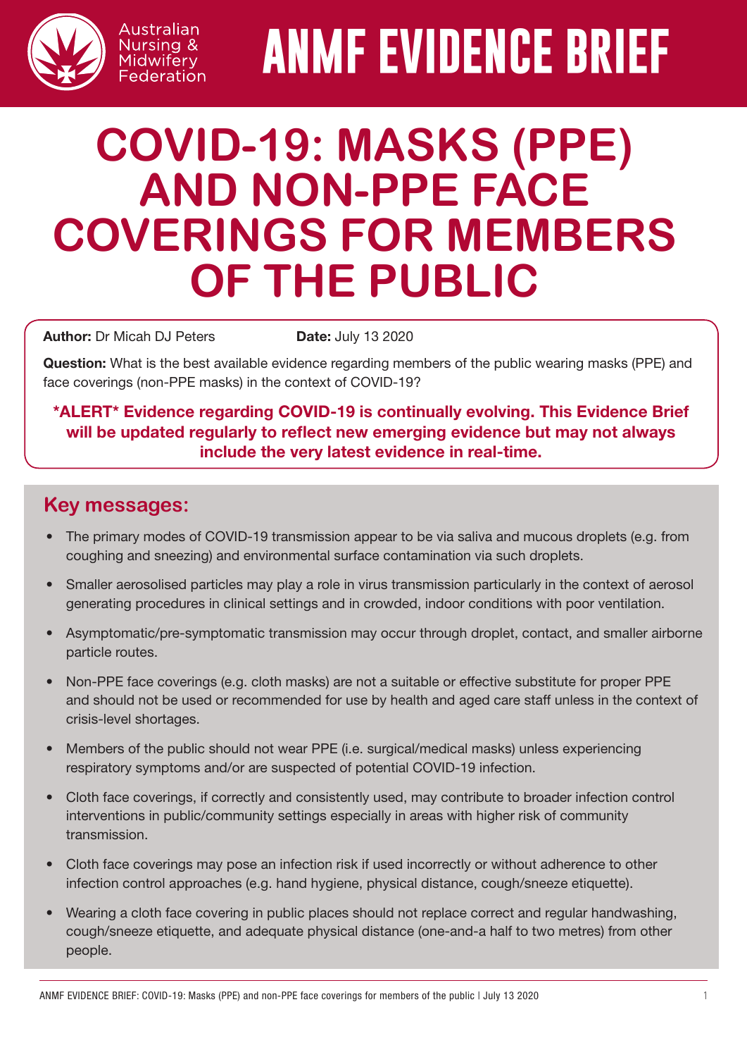Australian Nursing & Midwifery Federation

# ANMF EVIDENCE BRIEF

# COVID-19: MASKS (PPE) AND NON-PPE FACE COVERINGS FOR MEMBERS OF THE PUBLIC

**Author:** Dr Micah DJ Peters **Date:** July 13 2020

**Question:** What is the best available evidence regarding members of the public wearing masks (PPE) and face coverings (non-PPE masks) in the context of COVID-19?

**\*ALERT\* Evidence regarding COVID-19 is continually evolving. This Evidence Brief will be updated regularly to reflect new emerging evidence but may not always include the very latest evidence in real-time.**

## Key messages:

- The primary modes of COVID-19 transmission appear to be via saliva and mucous droplets (e.g. from coughing and sneezing) and environmental surface contamination via such droplets.
- Smaller aerosolised particles may play a role in virus transmission particularly in the context of aerosol generating procedures in clinical settings and in crowded, indoor conditions with poor ventilation.
- Asymptomatic/pre-symptomatic transmission may occur through droplet, contact, and smaller airborne particle routes.
- Non-PPE face coverings (e.g. cloth masks) are not a suitable or effective substitute for proper PPE and should not be used or recommended for use by health and aged care staff unless in the context of crisis-level shortages.
- Members of the public should not wear PPE (i.e. surgical/medical masks) unless experiencing respiratory symptoms and/or are suspected of potential COVID-19 infection.
- Cloth face coverings, if correctly and consistently used, may contribute to broader infection control interventions in public/community settings especially in areas with higher risk of community transmission.
- Cloth face coverings may pose an infection risk if used incorrectly or without adherence to other infection control approaches (e.g. hand hygiene, physical distance, cough/sneeze etiquette).
- Wearing a cloth face covering in public places should not replace correct and regular handwashing, cough/sneeze etiquette, and adequate physical distance (one-and-a half to two metres) from other people.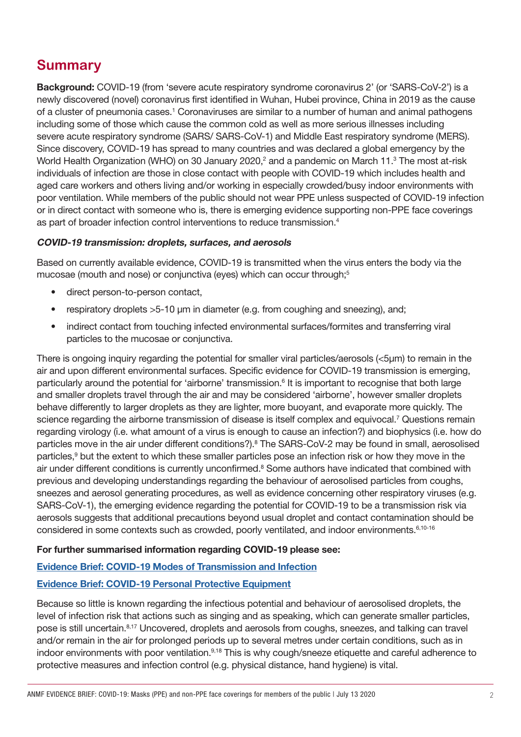## Summary

**Background:** COVID-19 (from 'severe acute respiratory syndrome coronavirus 2' (or 'SARS-CoV-2') is a newly discovered (novel) coronavirus first identified in Wuhan, Hubei province, China in 2019 as the cause of a cluster of pneumonia cases.[1] Coronaviruses are similar to a number of human and animal pathogens including some of those which cause the common cold as well as more serious illnesses including severe acute respiratory syndrome (SARS/ SARS-CoV-1) and Middle East respiratory syndrome (MERS). Since discovery, COVID-19 has spread to many countries and was declared a global emergency by the World Health Organization (WHO) on 30 January 2020,[2] and a pandemic on March 11.[3] The most at-risk individuals of infection are those in close contact with people with COVID-19 which includes health and aged care workers and others living and/or working in especially crowded/busy indoor environments with poor ventilation. While members of the public should not wear PPE unless suspected of COVID-19 infection or in direct contact with someone who is, there is emerging evidence supporting non-PPE face coverings as part of broader infection control interventions to reduce transmission.[4]

### *COVID-19 transmission: droplets, surfaces, and aerosols*

Based on currently available evidence, COVID-19 is transmitted when the virus enters the body via the mucosae (mouth and nose) or conjunctiva (eyes) which can occur through;[5]

- direct person-to-person contact,
- respiratory droplets >5-10 µm in diameter (e.g. from coughing and sneezing), and;
- indirect contact from touching infected environmental surfaces/fomites and transferring viral particles to the mucosae or conjunctiva.

There is ongoing inquiry regarding the potential for smaller viral particles/aerosols (<5µm) to remain in the air and upon different environmental surfaces. Specific evidence for COVID-19 transmission is emerging, particularly around the potential for 'airborne' transmission.[6] It is important to recognise that both large and smaller droplets travel through the air and may be considered 'airborne', however smaller droplets behave differently to larger droplets as they are lighter, more buoyant, and evaporate more quickly. The science regarding the airborne transmission of disease is itself complex and equivocal.[7] Questions remain regarding virology (i.e. what amount of a virus is enough to cause an infection?) and biophysics (i.e. how do particles move in the air under different conditions?).[8] The SARS-CoV-2 may be found in small, aerosolised particles,[9] but the extent to which these smaller particles pose an infection risk or how they move in the air under different conditions is currently unconfirmed.[8] Some authors have indicated that combined with previous and developing understandings regarding the behaviour of aerosolised particles from coughs, sneezes and aerosol generating procedures, as well as evidence concerning other respiratory viruses (e.g. SARS-CoV-1), the emerging evidence regarding the potential for COVID-19 to be a transmission risk via aerosols suggests that additional precautions beyond usual droplet and contact contamination should be considered in some contexts such as crowded, poorly ventilated, and indoor environments.[6,10-16]

**For further summarised information regarding COVID-19 please see:**

[Evidence Brief: COVID-19 Modes of Transmission and Infection]

[Evidence Brief: COVID-19 Personal Protective Equipment]

Because so little is known regarding the infectious potential and behaviour of aerosolised droplets, the level of infection risk that actions such as singing and as speaking, which can generate smaller particles, pose is still uncertain.[8,17] Uncovered, droplets and aerosols from coughs, sneezes, and talking can travel and/or remain in the air for prolonged periods up to several metres under certain conditions, such as in indoor environments with poor ventilation.[9,18] This is why cough/sneeze etiquette and careful adherence to protective measures and infection control (e.g. physical distance, hand hygiene) is vital.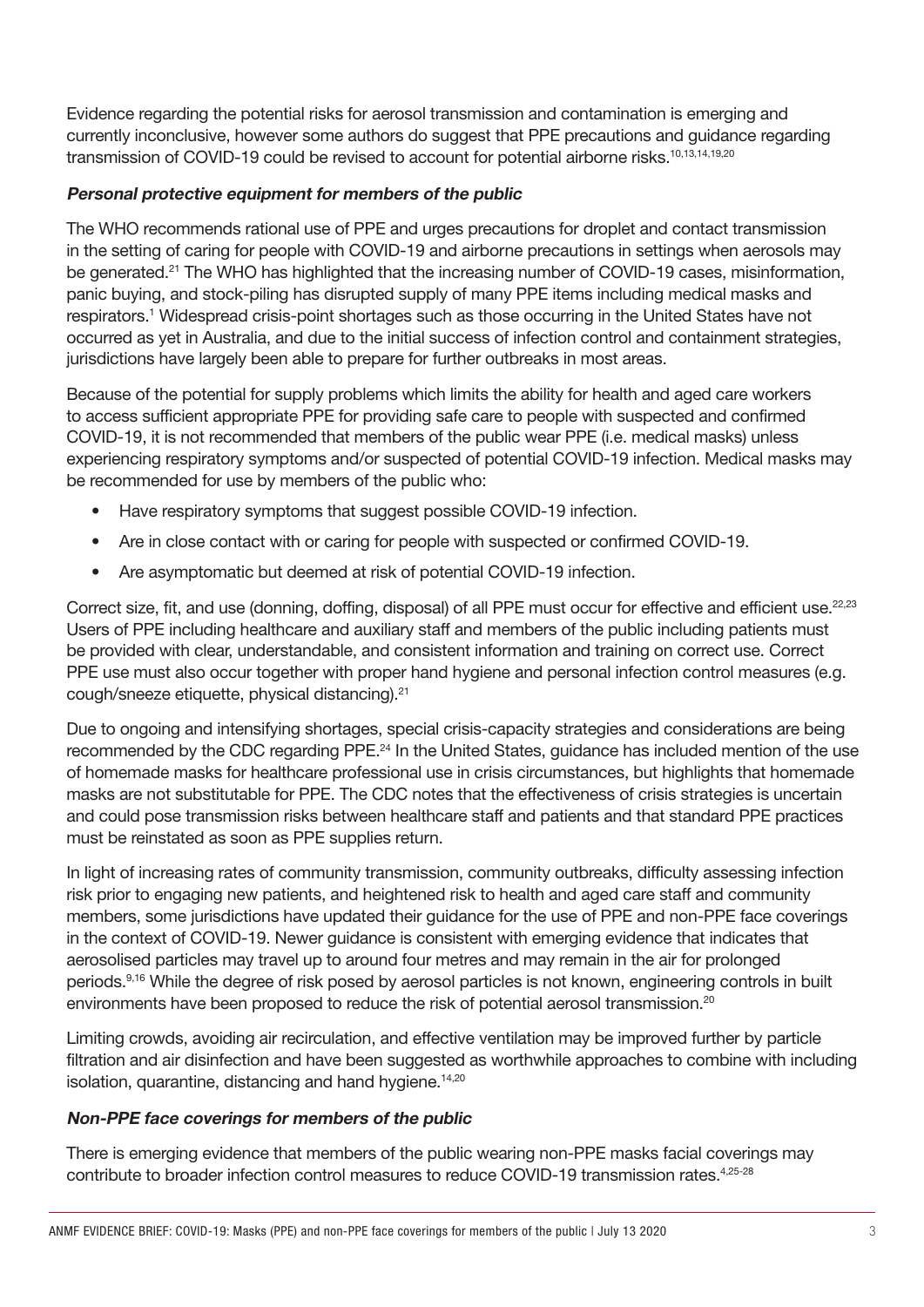Evidence regarding the potential risks for aerosol transmission and contamination is emerging and currently inconclusive, however some authors do suggest that PPE precautions and guidance regarding transmission of COVID-19 could be revised to account for potential airborne risks.[10,13,14,19,20]

### *Personal protective equipment for members of the public*

The WHO recommends rational use of PPE and urges precautions for droplet and contact transmission in the setting of caring for people with COVID-19 and airborne precautions in settings when aerosols may be generated.[21] The WHO has highlighted that the increasing number of COVID-19 cases, misinformation, panic buying, and stock-piling has disrupted supply of many PPE items including medical masks and respirators.[1] Widespread crisis-point shortages such as those occurring in the United States have not occurred as yet in Australia, and due to the initial success of infection control and containment strategies, jurisdictions have largely been able to prepare for further outbreaks in most areas.

Because of the potential for supply problems which limits the ability for health and aged care workers to access sufficient appropriate PPE for providing safe care to people with suspected and confirmed COVID-19, it is not recommended that members of the public wear PPE (i.e. medical masks) unless experiencing respiratory symptoms and/or suspected of potential COVID-19 infection. Medical masks may be recommended for use by members of the public who:

- Have respiratory symptoms that suggest possible COVID-19 infection.
- Are in close contact with or caring for people with suspected or confirmed COVID-19.
- Are asymptomatic but deemed at risk of potential COVID-19 infection.

Correct size, fit, and use (donning, doffing, disposal) of all PPE must occur for effective and efficient use.[22,23] Users of PPE including healthcare and auxiliary staff and members of the public including patients must be provided with clear, understandable, and consistent information and training on correct use. Correct PPE use must also occur together with proper hand hygiene and personal infection control measures (e.g. cough/sneeze etiquette, physical distancing).[21]

Due to ongoing and intensifying shortages, special crisis-capacity strategies and considerations are being recommended by the CDC regarding PPE.[24] In the United States, guidance has included mention of the use of homemade masks for healthcare professional use in crisis circumstances, but highlights that homemade masks are not substitutable for PPE. The CDC notes that the effectiveness of crisis strategies is uncertain and could pose transmission risks between healthcare staff and patients and that standard PPE practices must be reinstated as soon as PPE supplies return.

In light of increasing rates of community transmission, community outbreaks, difficulty assessing infection risk prior to engaging new patients, and heightened risk to health and aged care staff and community members, some jurisdictions have updated their guidance for the use of PPE and non-PPE face coverings in the context of COVID-19. Newer guidance is consistent with emerging evidence that indicates that aerosolised particles may travel up to around four metres and may remain in the air for prolonged periods.[9,16] While the degree of risk posed by aerosol particles is not known, engineering controls in built environments have been proposed to reduce the risk of potential aerosol transmission.[20]

Limiting crowds, avoiding air recirculation, and effective ventilation may be improved further by particle filtration and air disinfection and have been suggested as worthwhile approaches to combine with including isolation, quarantine, distancing and hand hygiene.[14,20]

### *Non-PPE face coverings for members of the public*

There is emerging evidence that members of the public wearing non-PPE masks facial coverings may contribute to broader infection control measures to reduce COVID-19 transmission rates.[4,25-28]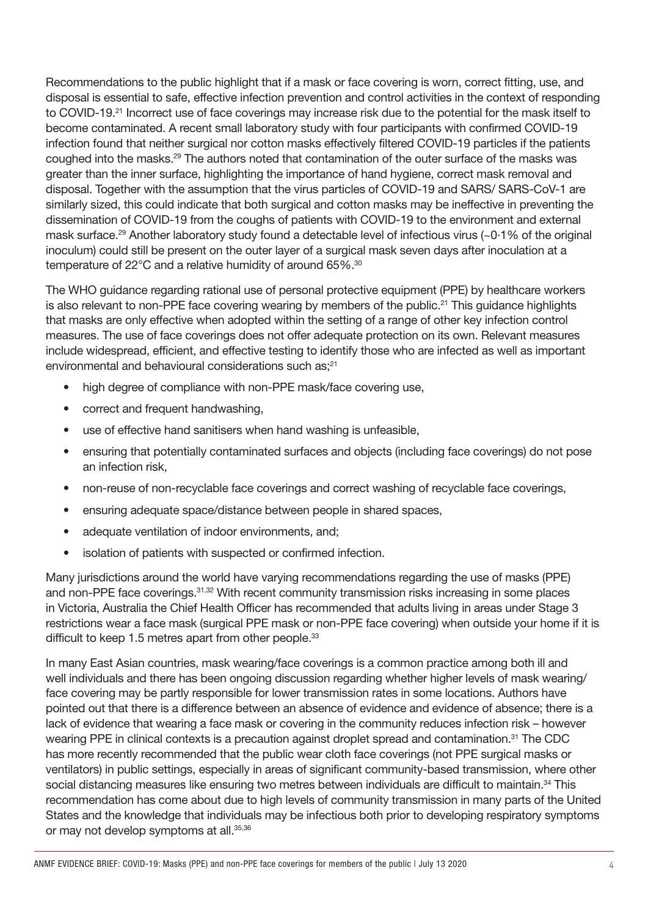Recommendations to the public highlight that if a mask or face covering is worn, correct fitting, use, and disposal is essential to safe, effective infection prevention and control activities in the context of responding to COVID-19.[21] Incorrect use of face coverings may increase risk due to the potential for the mask itself to become contaminated. A recent small laboratory study with four participants with confirmed COVID-19 infection found that neither surgical nor cotton masks effectively filtered COVID-19 particles if the patients coughed into the masks.[29] The authors noted that contamination of the outer surface of the masks was greater than the inner surface, highlighting the importance of hand hygiene, correct mask removal and disposal. Together with the assumption that the virus particles of COVID-19 and SARS/ SARS-CoV-1 are similarly sized, this could indicate that both surgical and cotton masks may be ineffective in preventing the dissemination of COVID-19 from the coughs of patients with COVID-19 to the environment and external mask surface.[29] Another laboratory study found a detectable level of infectious virus (~0·1% of the original inoculum) could still be present on the outer layer of a surgical mask seven days after inoculation at a temperature of 22°C and a relative humidity of around 65%.[30]

The WHO guidance regarding rational use of personal protective equipment (PPE) by healthcare workers is also relevant to non-PPE face covering wearing by members of the public.[21] This guidance highlights that masks are only effective when adopted within the setting of a range of other key infection control measures. The use of face coverings does not offer adequate protection on its own. Relevant measures include widespread, efficient, and effective testing to identify those who are infected as well as important environmental and behavioural considerations such as;[21]

- high degree of compliance with non-PPE mask/face covering use,
- correct and frequent handwashing,
- use of effective hand sanitisers when hand washing is unfeasible,
- ensuring that potentially contaminated surfaces and objects (including face coverings) do not pose an infection risk,
- non-reuse of non-recyclable face coverings and correct washing of recyclable face coverings,
- ensuring adequate space/distance between people in shared spaces,
- adequate ventilation of indoor environments, and;
- isolation of patients with suspected or confirmed infection.

Many jurisdictions around the world have varying recommendations regarding the use of masks (PPE) and non-PPE face coverings.[31,32] With recent community transmission risks increasing in some places in Victoria, Australia the Chief Health Officer has recommended that adults living in areas under Stage 3 restrictions wear a face mask (surgical PPE mask or non-PPE face covering) when outside your home if it is difficult to keep 1.5 metres apart from other people.[33]

In many East Asian countries, mask wearing/face coverings is a common practice among both ill and well individuals and there has been ongoing discussion regarding whether higher levels of mask wearing/ face covering may be partly responsible for lower transmission rates in some locations. Authors have pointed out that there is a difference between an absence of evidence and evidence of absence; there is a lack of evidence that wearing a face mask or covering in the community reduces infection risk – however wearing PPE in clinical contexts is a precaution against droplet spread and contamination.[31] The CDC has more recently recommended that the public wear cloth face coverings (not PPE surgical masks or ventilators) in public settings, especially in areas of significant community-based transmission, where other social distancing measures like ensuring two metres between individuals are difficult to maintain.[34] This recommendation has come about due to high levels of community transmission in many parts of the United States and the knowledge that individuals may be infectious both prior to developing respiratory symptoms or may not develop symptoms at all.[35,36]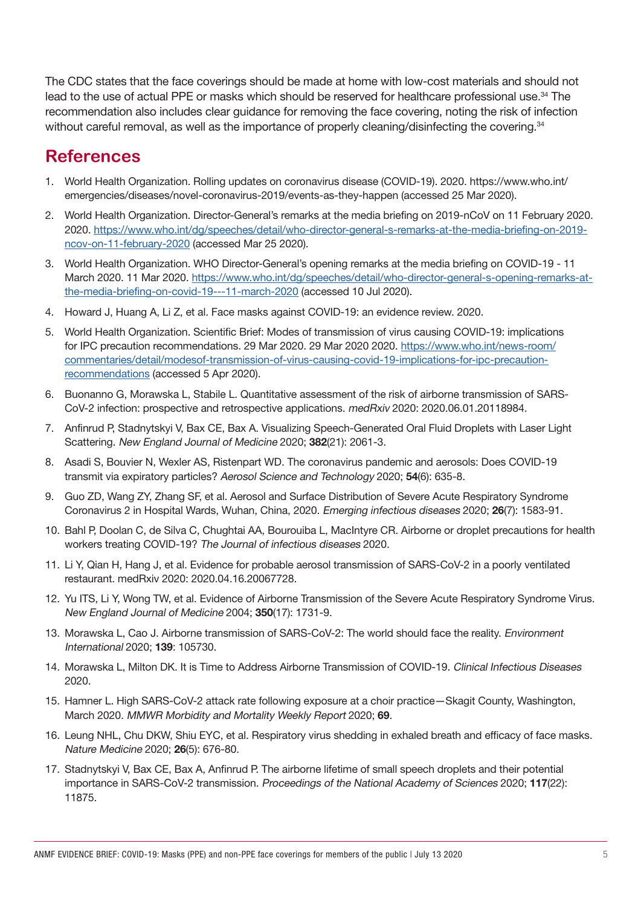The CDC states that the face coverings should be made at home with low-cost materials and should not lead to the use of actual PPE or masks which should be reserved for healthcare professional use.[34] The recommendation also includes clear guidance for removing the face covering, noting the risk of infection without careful removal, as well as the importance of properly cleaning/disinfecting the covering.[34]

## References

1. World Health Organization. Rolling updates on coronavirus disease (COVID-19). 2020. https://www.who.int/emergencies/diseases/novel-coronavirus-2019/events-as-they-happen (accessed 25 Mar 2020).
2. World Health Organization. Director-General's remarks at the media briefing on 2019-nCoV on 11 February 2020. 2020. https://www.who.int/dg/speeches/detail/who-director-general-s-remarks-at-the-media-briefing-on-2019-ncov-on-11-february-2020 (accessed Mar 25 2020).
3. World Health Organization. WHO Director-General's opening remarks at the media briefing on COVID-19 - 11 March 2020. 11 Mar 2020. https://www.who.int/dg/speeches/detail/who-director-general-s-opening-remarks-at-the-media-briefing-on-covid-19---11-march-2020 (accessed 10 Jul 2020).
4. Howard J, Huang A, Li Z, et al. Face masks against COVID-19: an evidence review. 2020.
5. World Health Organization. Scientific Brief: Modes of transmission of virus causing COVID-19: implications for IPC precaution recommendations. 29 Mar 2020. 29 Mar 2020 2020. https://www.who.int/news-room/commentaries/detail/modesof-transmission-of-virus-causing-covid-19-implications-for-ipc-precaution-recommendations (accessed 5 Apr 2020).
6. Buonanno G, Morawska L, Stabile L. Quantitative assessment of the risk of airborne transmission of SARS-CoV-2 infection: prospective and retrospective applications. *medRxiv* 2020: 2020.06.01.20118984.
7. Anfinrud P, Stadnytskyi V, Bax CE, Bax A. Visualizing Speech-Generated Oral Fluid Droplets with Laser Light Scattering. *New England Journal of Medicine* 2020; **382**(21): 2061-3.
8. Asadi S, Bouvier N, Wexler AS, Ristenpart WD. The coronavirus pandemic and aerosols: Does COVID-19 transmit via expiratory particles? *Aerosol Science and Technology* 2020; **54**(6): 635-8.
9. Guo ZD, Wang ZY, Zhang SF, et al. Aerosol and Surface Distribution of Severe Acute Respiratory Syndrome Coronavirus 2 in Hospital Wards, Wuhan, China, 2020. *Emerging infectious diseases* 2020; **26**(7): 1583-91.
10. Bahl P, Doolan C, de Silva C, Chughtai AA, Bourouiba L, MacIntyre CR. Airborne or droplet precautions for health workers treating COVID-19? *The Journal of infectious diseases* 2020.
11. Li Y, Qian H, Hang J, et al. Evidence for probable aerosol transmission of SARS-CoV-2 in a poorly ventilated restaurant. medRxiv 2020: 2020.04.16.20067728.
12. Yu ITS, Li Y, Wong TW, et al. Evidence of Airborne Transmission of the Severe Acute Respiratory Syndrome Virus. *New England Journal of Medicine* 2004; **350**(17): 1731-9.
13. Morawska L, Cao J. Airborne transmission of SARS-CoV-2: The world should face the reality. *Environment International* 2020; **139**: 105730.
14. Morawska L, Milton DK. It is Time to Address Airborne Transmission of COVID-19. *Clinical Infectious Diseases* 2020.
15. Hamner L. High SARS-CoV-2 attack rate following exposure at a choir practice—Skagit County, Washington, March 2020. *MMWR Morbidity and Mortality Weekly Report* 2020; **69**.
16. Leung NHL, Chu DKW, Shiu EYC, et al. Respiratory virus shedding in exhaled breath and efficacy of face masks. *Nature Medicine* 2020; **26**(5): 676-80.
17. Stadnytskyi V, Bax CE, Bax A, Anfinrud P. The airborne lifetime of small speech droplets and their potential importance in SARS-CoV-2 transmission. *Proceedings of the National Academy of Sciences* 2020; **117**(22): 11875.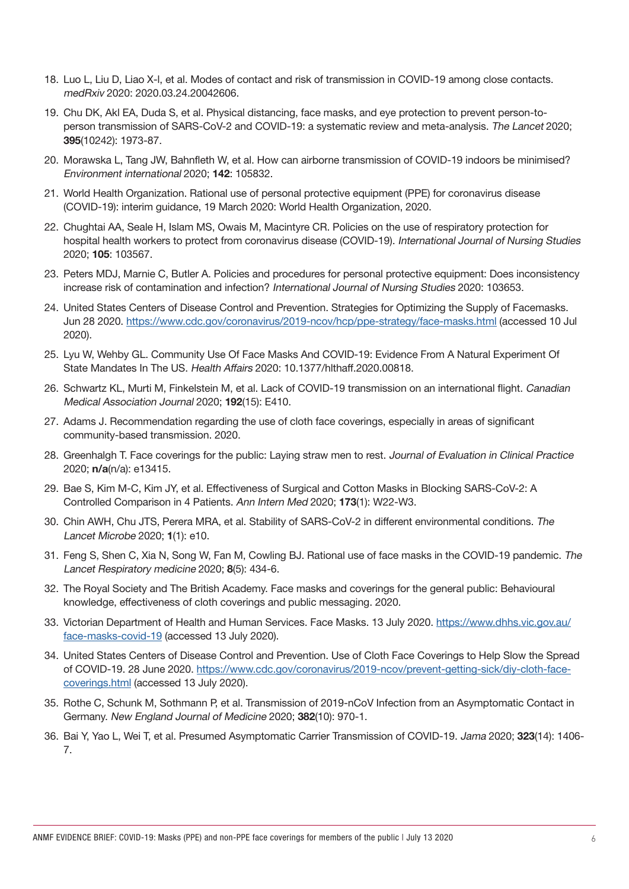18. Luo L, Liu D, Liao X-l, et al. Modes of contact and risk of transmission in COVID-19 among close contacts. *medRxiv* 2020: 2020.03.24.20042606.
19. Chu DK, Akl EA, Duda S, et al. Physical distancing, face masks, and eye protection to prevent person-to-person transmission of SARS-CoV-2 and COVID-19: a systematic review and meta-analysis. *The Lancet* 2020; **395**(10242): 1973-87.
20. Morawska L, Tang JW, Bahnfleth W, et al. How can airborne transmission of COVID-19 indoors be minimised? *Environment international* 2020; **142**: 105832.
21. World Health Organization. Rational use of personal protective equipment (PPE) for coronavirus disease (COVID-19): interim guidance, 19 March 2020: World Health Organization, 2020.
22. Chughtai AA, Seale H, Islam MS, Owais M, Macintyre CR. Policies on the use of respiratory protection for hospital health workers to protect from coronavirus disease (COVID-19). *International Journal of Nursing Studies* 2020; **105**: 103567.
23. Peters MDJ, Marnie C, Butler A. Policies and procedures for personal protective equipment: Does inconsistency increase risk of contamination and infection? *International Journal of Nursing Studies* 2020: 103653.
24. United States Centers of Disease Control and Prevention. Strategies for Optimizing the Supply of Facemasks. Jun 28 2020. https://www.cdc.gov/coronavirus/2019-ncov/hcp/ppe-strategy/face-masks.html (accessed 10 Jul 2020).
25. Lyu W, Wehby GL. Community Use Of Face Masks And COVID-19: Evidence From A Natural Experiment Of State Mandates In The US. *Health Affairs* 2020: 10.1377/hlthaff.2020.00818.
26. Schwartz KL, Murti M, Finkelstein M, et al. Lack of COVID-19 transmission on an international flight. *Canadian Medical Association Journal* 2020; **192**(15): E410.
27. Adams J. Recommendation regarding the use of cloth face coverings, especially in areas of significant community-based transmission. 2020.
28. Greenhalgh T. Face coverings for the public: Laying straw men to rest. *Journal of Evaluation in Clinical Practice* 2020; **n/a**(n/a): e13415.
29. Bae S, Kim M-C, Kim JY, et al. Effectiveness of Surgical and Cotton Masks in Blocking SARS-CoV-2: A Controlled Comparison in 4 Patients. *Ann Intern Med* 2020; **173**(1): W22-W3.
30. Chin AWH, Chu JTS, Perera MRA, et al. Stability of SARS-CoV-2 in different environmental conditions. *The Lancet Microbe* 2020; **1**(1): e10.
31. Feng S, Shen C, Xia N, Song W, Fan M, Cowling BJ. Rational use of face masks in the COVID-19 pandemic. *The Lancet Respiratory medicine* 2020; **8**(5): 434-6.
32. The Royal Society and The British Academy. Face masks and coverings for the general public: Behavioural knowledge, effectiveness of cloth coverings and public messaging. 2020.
33. Victorian Department of Health and Human Services. Face Masks. 13 July 2020. https://www.dhhs.vic.gov.au/face-masks-covid-19 (accessed 13 July 2020).
34. United States Centers of Disease Control and Prevention. Use of Cloth Face Coverings to Help Slow the Spread of COVID-19. 28 June 2020. https://www.cdc.gov/coronavirus/2019-ncov/prevent-getting-sick/diy-cloth-face-coverings.html (accessed 13 July 2020).
35. Rothe C, Schunk M, Sothmann P, et al. Transmission of 2019-nCoV Infection from an Asymptomatic Contact in Germany. *New England Journal of Medicine* 2020; **382**(10): 970-1.
36. Bai Y, Yao L, Wei T, et al. Presumed Asymptomatic Carrier Transmission of COVID-19. *Jama* 2020; **323**(14): 1406-7.